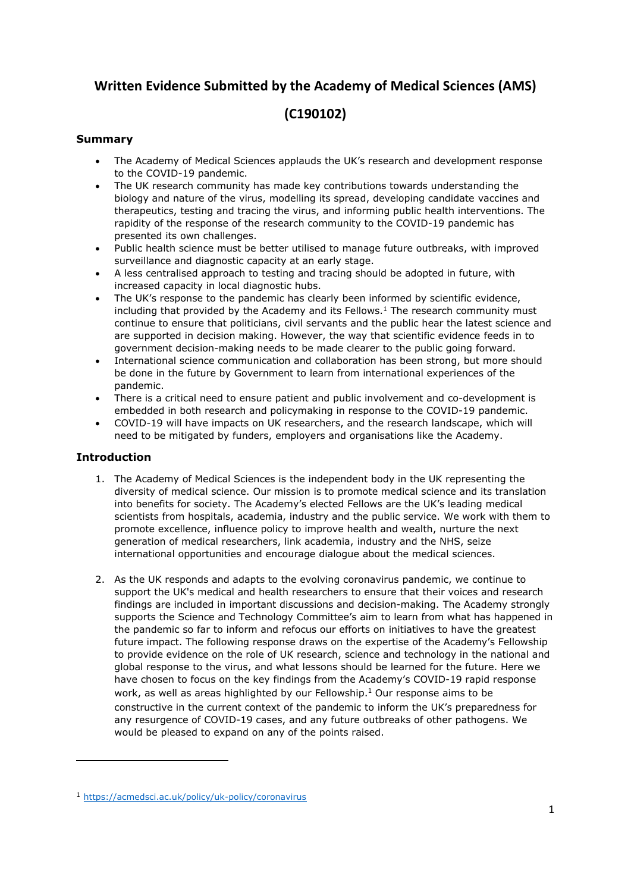# Written Evidence Submitted by the Academy of Medical Sciences (AMS)

# (C190102)

### Summary

- The Academy of Medical Sciences applauds the UK's research and development response to the COVID-19 pandemic.
- The UK research community has made key contributions towards understanding the biology and nature of the virus, modelling its spread, developing candidate vaccines and therapeutics, testing and tracing the virus, and informing public health interventions. The rapidity of the response of the research community to the COVID-19 pandemic has presented its own challenges.
- Public health science must be better utilised to manage future outbreaks, with improved surveillance and diagnostic capacity at an early stage.
- A less centralised approach to testing and tracing should be adopted in future, with increased capacity in local diagnostic hubs.
- The UK's response to the pandemic has clearly been informed by scientific evidence, including that provided by the Academy and its Fellows.[1] The research community must continue to ensure that politicians, civil servants and the public hear the latest science and are supported in decision making. However, the way that scientific evidence feeds in to government decision-making needs to be made clearer to the public going forward.
- International science communication and collaboration has been strong, but more should be done in the future by Government to learn from international experiences of the pandemic.
- There is a critical need to ensure patient and public involvement and co-development is embedded in both research and policymaking in response to the COVID-19 pandemic.
- COVID-19 will have impacts on UK researchers, and the research landscape, which will need to be mitigated by funders, employers and organisations like the Academy.

### Introduction

1. The Academy of Medical Sciences is the independent body in the UK representing the diversity of medical science. Our mission is to promote medical science and its translation into benefits for society. The Academy's elected Fellows are the UK's leading medical scientists from hospitals, academia, industry and the public service. We work with them to promote excellence, influence policy to improve health and wealth, nurture the next generation of medical researchers, link academia, industry and the NHS, seize international opportunities and encourage dialogue about the medical sciences.

2. As the UK responds and adapts to the evolving coronavirus pandemic, we continue to support the UK's medical and health researchers to ensure that their voices and research findings are included in important discussions and decision-making. The Academy strongly supports the Science and Technology Committee's aim to learn from what has happened in the pandemic so far to inform and refocus our efforts on initiatives to have the greatest future impact. The following response draws on the expertise of the Academy's Fellowship to provide evidence on the role of UK research, science and technology in the national and global response to the virus, and what lessons should be learned for the future. Here we have chosen to focus on the key findings from the Academy's COVID-19 rapid response work, as well as areas highlighted by our Fellowship.[1] Our response aims to be constructive in the current context of the pandemic to inform the UK's preparedness for any resurgence of COVID-19 cases, and any future outbreaks of other pathogens. We would be pleased to expand on any of the points raised.

---

[1] https://acmedsci.ac.uk/policy/uk-policy/coronavirus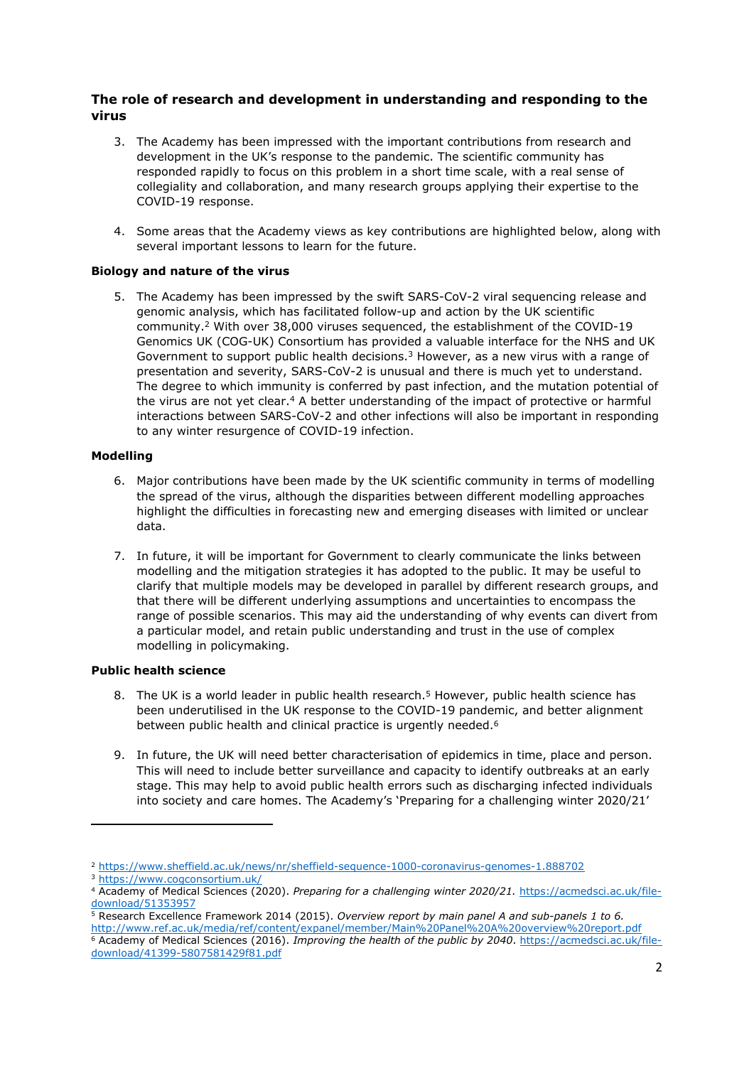## The role of research and development in understanding and responding to the virus

3. The Academy has been impressed with the important contributions from research and development in the UK's response to the pandemic. The scientific community has responded rapidly to focus on this problem in a short time scale, with a real sense of collegiality and collaboration, and many research groups applying their expertise to the COVID-19 response.

4. Some areas that the Academy views as key contributions are highlighted below, along with several important lessons to learn for the future.

### Biology and nature of the virus

5. The Academy has been impressed by the swift SARS-CoV-2 viral sequencing release and genomic analysis, which has facilitated follow-up and action by the UK scientific community.[2] With over 38,000 viruses sequenced, the establishment of the COVID-19 Genomics UK (COG-UK) Consortium has provided a valuable interface for the NHS and UK Government to support public health decisions.[3] However, as a new virus with a range of presentation and severity, SARS-CoV-2 is unusual and there is much yet to understand. The degree to which immunity is conferred by past infection, and the mutation potential of the virus are not yet clear.[4] A better understanding of the impact of protective or harmful interactions between SARS-CoV-2 and other infections will also be important in responding to any winter resurgence of COVID-19 infection.

### Modelling

6. Major contributions have been made by the UK scientific community in terms of modelling the spread of the virus, although the disparities between different modelling approaches highlight the difficulties in forecasting new and emerging diseases with limited or unclear data.

7. In future, it will be important for Government to clearly communicate the links between modelling and the mitigation strategies it has adopted to the public. It may be useful to clarify that multiple models may be developed in parallel by different research groups, and that there will be different underlying assumptions and uncertainties to encompass the range of possible scenarios. This may aid the understanding of why events can divert from a particular model, and retain public understanding and trust in the use of complex modelling in policymaking.

### Public health science

8. The UK is a world leader in public health research.[5] However, public health science has been underutilised in the UK response to the COVID-19 pandemic, and better alignment between public health and clinical practice is urgently needed.[6]

9. In future, the UK will need better characterisation of epidemics in time, place and person. This will need to include better surveillance and capacity to identify outbreaks at an early stage. This may help to avoid public health errors such as discharging infected individuals into society and care homes. The Academy's 'Preparing for a challenging winter 2020/21'

---

[2] https://www.sheffield.ac.uk/news/nr/sheffield-sequence-1000-coronavirus-genomes-1.888702

[3] https://www.cogconsortium.uk/

[4] Academy of Medical Sciences (2020). *Preparing for a challenging winter 2020/21.* https://acmedsci.ac.uk/file-download/51353957

[5] Research Excellence Framework 2014 (2015). *Overview report by main panel A and sub-panels 1 to 6.* http://www.ref.ac.uk/media/ref/content/expanel/member/Main%20Panel%20A%20overview%20report.pdf

[6] Academy of Medical Sciences (2016). *Improving the health of the public by 2040*. https://acmedsci.ac.uk/file-download/41399-5807581429f81.pdf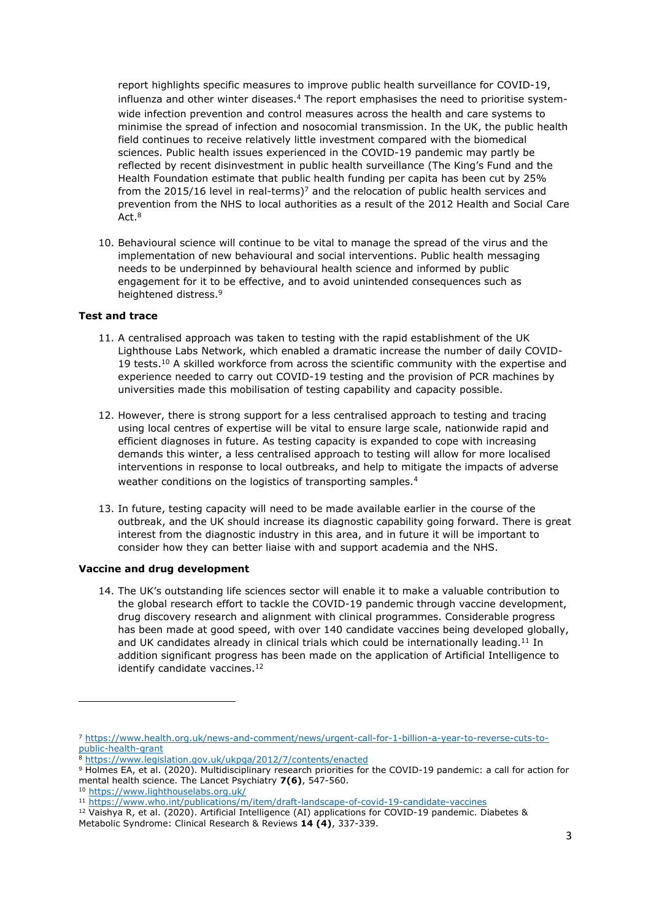report highlights specific measures to improve public health surveillance for COVID-19, influenza and other winter diseases.[4] The report emphasises the need to prioritise system-wide infection prevention and control measures across the health and care systems to minimise the spread of infection and nosocomial transmission. In the UK, the public health field continues to receive relatively little investment compared with the biomedical sciences. Public health issues experienced in the COVID-19 pandemic may partly be reflected by recent disinvestment in public health surveillance (The King's Fund and the Health Foundation estimate that public health funding per capita has been cut by 25% from the 2015/16 level in real-terms)[7] and the relocation of public health services and prevention from the NHS to local authorities as a result of the 2012 Health and Social Care Act.[8]

10. Behavioural science will continue to be vital to manage the spread of the virus and the implementation of new behavioural and social interventions. Public health messaging needs to be underpinned by behavioural health science and informed by public engagement for it to be effective, and to avoid unintended consequences such as heightened distress.[9]

**Test and trace**

11. A centralised approach was taken to testing with the rapid establishment of the UK Lighthouse Labs Network, which enabled a dramatic increase the number of daily COVID-19 tests.[10] A skilled workforce from across the scientific community with the expertise and experience needed to carry out COVID-19 testing and the provision of PCR machines by universities made this mobilisation of testing capability and capacity possible.

12. However, there is strong support for a less centralised approach to testing and tracing using local centres of expertise will be vital to ensure large scale, nationwide rapid and efficient diagnoses in future. As testing capacity is expanded to cope with increasing demands this winter, a less centralised approach to testing will allow for more localised interventions in response to local outbreaks, and help to mitigate the impacts of adverse weather conditions on the logistics of transporting samples.[4]

13. In future, testing capacity will need to be made available earlier in the course of the outbreak, and the UK should increase its diagnostic capability going forward. There is great interest from the diagnostic industry in this area, and in future it will be important to consider how they can better liaise with and support academia and the NHS.

**Vaccine and drug development**

14. The UK's outstanding life sciences sector will enable it to make a valuable contribution to the global research effort to tackle the COVID-19 pandemic through vaccine development, drug discovery research and alignment with clinical programmes. Considerable progress has been made at good speed, with over 140 candidate vaccines being developed globally, and UK candidates already in clinical trials which could be internationally leading.[11] In addition significant progress has been made on the application of Artificial Intelligence to identify candidate vaccines.[12]

---

[7] https://www.health.org.uk/news-and-comment/news/urgent-call-for-1-billion-a-year-to-reverse-cuts-to-public-health-grant

[8] https://www.legislation.gov.uk/ukpga/2012/7/contents/enacted

[9] Holmes EA, et al. (2020). Multidisciplinary research priorities for the COVID-19 pandemic: a call for action for mental health science. The Lancet Psychiatry **7(6)**, 547-560.

[10] https://www.lighthouselabs.org.uk/

[11] https://www.who.int/publications/m/item/draft-landscape-of-covid-19-candidate-vaccines

[12] Vaishya R, et al. (2020). Artificial Intelligence (AI) applications for COVID-19 pandemic. Diabetes & Metabolic Syndrome: Clinical Research & Reviews **14 (4)**, 337-339.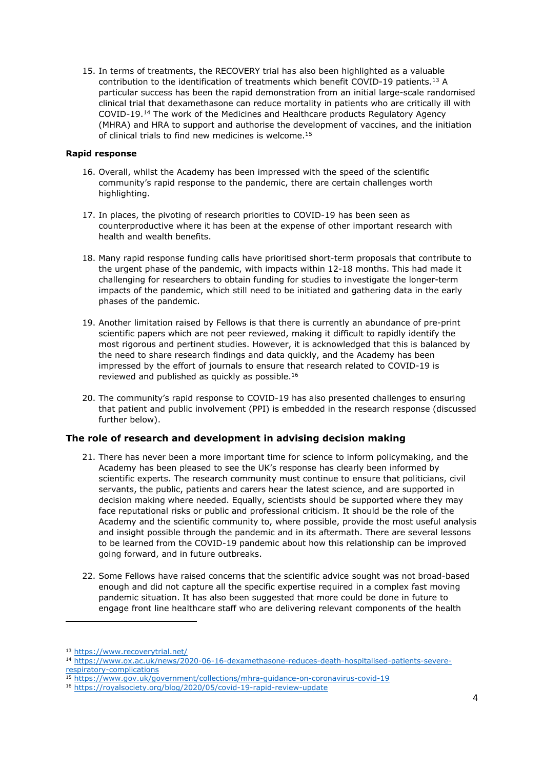15. In terms of treatments, the RECOVERY trial has also been highlighted as a valuable contribution to the identification of treatments which benefit COVID-19 patients.[13] A particular success has been the rapid demonstration from an initial large-scale randomised clinical trial that dexamethasone can reduce mortality in patients who are critically ill with COVID-19.[14] The work of the Medicines and Healthcare products Regulatory Agency (MHRA) and HRA to support and authorise the development of vaccines, and the initiation of clinical trials to find new medicines is welcome.[15]

**Rapid response**

16. Overall, whilst the Academy has been impressed with the speed of the scientific community's rapid response to the pandemic, there are certain challenges worth highlighting.

17. In places, the pivoting of research priorities to COVID-19 has been seen as counterproductive where it has been at the expense of other important research with health and wealth benefits.

18. Many rapid response funding calls have prioritised short-term proposals that contribute to the urgent phase of the pandemic, with impacts within 12-18 months. This had made it challenging for researchers to obtain funding for studies to investigate the longer-term impacts of the pandemic, which still need to be initiated and gathering data in the early phases of the pandemic.

19. Another limitation raised by Fellows is that there is currently an abundance of pre-print scientific papers which are not peer reviewed, making it difficult to rapidly identify the most rigorous and pertinent studies. However, it is acknowledged that this is balanced by the need to share research findings and data quickly, and the Academy has been impressed by the effort of journals to ensure that research related to COVID-19 is reviewed and published as quickly as possible.[16]

20. The community's rapid response to COVID-19 has also presented challenges to ensuring that patient and public involvement (PPI) is embedded in the research response (discussed further below).

### The role of research and development in advising decision making

21. There has never been a more important time for science to inform policymaking, and the Academy has been pleased to see the UK's response has clearly been informed by scientific experts. The research community must continue to ensure that politicians, civil servants, the public, patients and carers hear the latest science, and are supported in decision making where needed. Equally, scientists should be supported where they may face reputational risks or public and professional criticism. It should be the role of the Academy and the scientific community to, where possible, provide the most useful analysis and insight possible through the pandemic and in its aftermath. There are several lessons to be learned from the COVID-19 pandemic about how this relationship can be improved going forward, and in future outbreaks.

22. Some Fellows have raised concerns that the scientific advice sought was not broad-based enough and did not capture all the specific expertise required in a complex fast moving pandemic situation. It has also been suggested that more could be done in future to engage front line healthcare staff who are delivering relevant components of the health

---

[13] https://www.recoverytrial.net/

[14] https://www.ox.ac.uk/news/2020-06-16-dexamethasone-reduces-death-hospitalised-patients-severe-respiratory-complications

[15] https://www.gov.uk/government/collections/mhra-guidance-on-coronavirus-covid-19

[16] https://royalsociety.org/blog/2020/05/covid-19-rapid-review-update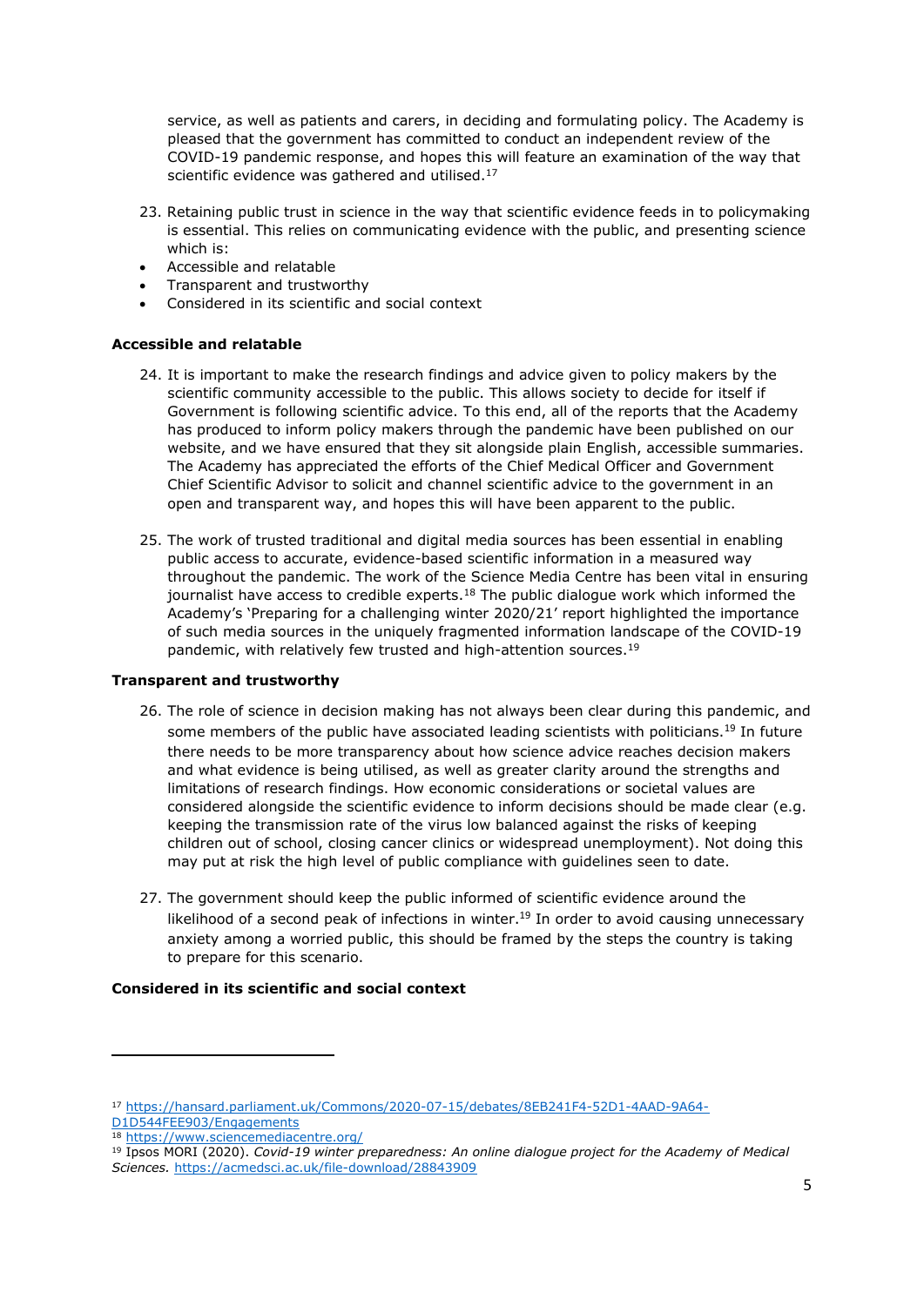service, as well as patients and carers, in deciding and formulating policy. The Academy is pleased that the government has committed to conduct an independent review of the COVID-19 pandemic response, and hopes this will feature an examination of the way that scientific evidence was gathered and utilised.[17]

23. Retaining public trust in science in the way that scientific evidence feeds in to policymaking is essential. This relies on communicating evidence with the public, and presenting science which is:

- Accessible and relatable
- Transparent and trustworthy
- Considered in its scientific and social context

**Accessible and relatable**

24. It is important to make the research findings and advice given to policy makers by the scientific community accessible to the public. This allows society to decide for itself if Government is following scientific advice. To this end, all of the reports that the Academy has produced to inform policy makers through the pandemic have been published on our website, and we have ensured that they sit alongside plain English, accessible summaries. The Academy has appreciated the efforts of the Chief Medical Officer and Government Chief Scientific Advisor to solicit and channel scientific advice to the government in an open and transparent way, and hopes this will have been apparent to the public.

25. The work of trusted traditional and digital media sources has been essential in enabling public access to accurate, evidence-based scientific information in a measured way throughout the pandemic. The work of the Science Media Centre has been vital in ensuring journalist have access to credible experts.[18] The public dialogue work which informed the Academy's 'Preparing for a challenging winter 2020/21' report highlighted the importance of such media sources in the uniquely fragmented information landscape of the COVID-19 pandemic, with relatively few trusted and high-attention sources.[19]

**Transparent and trustworthy**

26. The role of science in decision making has not always been clear during this pandemic, and some members of the public have associated leading scientists with politicians.[19] In future there needs to be more transparency about how science advice reaches decision makers and what evidence is being utilised, as well as greater clarity around the strengths and limitations of research findings. How economic considerations or societal values are considered alongside the scientific evidence to inform decisions should be made clear (e.g. keeping the transmission rate of the virus low balanced against the risks of keeping children out of school, closing cancer clinics or widespread unemployment). Not doing this may put at risk the high level of public compliance with guidelines seen to date.

27. The government should keep the public informed of scientific evidence around the likelihood of a second peak of infections in winter.[19] In order to avoid causing unnecessary anxiety among a worried public, this should be framed by the steps the country is taking to prepare for this scenario.

**Considered in its scientific and social context**

---

[17] https://hansard.parliament.uk/Commons/2020-07-15/debates/8EB241F4-52D1-4AAD-9A64-D1D544FEE903/Engagements

[18] https://www.sciencemediacentre.org/

[19] Ipsos MORI (2020). *Covid-19 winter preparedness: An online dialogue project for the Academy of Medical Sciences.* https://acmedsci.ac.uk/file-download/28843909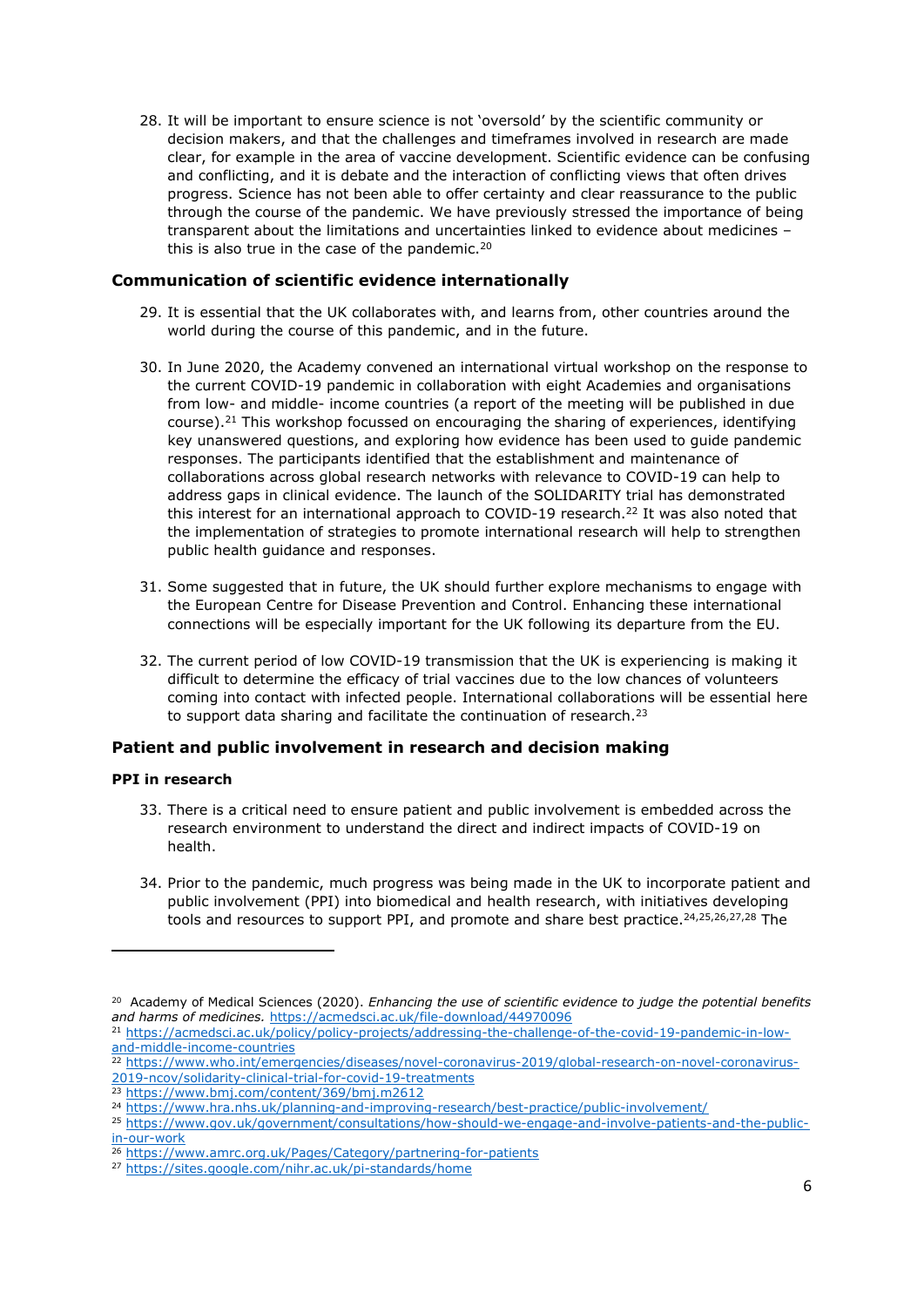28. It will be important to ensure science is not 'oversold' by the scientific community or decision makers, and that the challenges and timeframes involved in research are made clear, for example in the area of vaccine development. Scientific evidence can be confusing and conflicting, and it is debate and the interaction of conflicting views that often drives progress. Science has not been able to offer certainty and clear reassurance to the public through the course of the pandemic. We have previously stressed the importance of being transparent about the limitations and uncertainties linked to evidence about medicines – this is also true in the case of the pandemic.[20]

## Communication of scientific evidence internationally

29. It is essential that the UK collaborates with, and learns from, other countries around the world during the course of this pandemic, and in the future.

30. In June 2020, the Academy convened an international virtual workshop on the response to the current COVID-19 pandemic in collaboration with eight Academies and organisations from low- and middle- income countries (a report of the meeting will be published in due course).[21] This workshop focussed on encouraging the sharing of experiences, identifying key unanswered questions, and exploring how evidence has been used to guide pandemic responses. The participants identified that the establishment and maintenance of collaborations across global research networks with relevance to COVID-19 can help to address gaps in clinical evidence. The launch of the SOLIDARITY trial has demonstrated this interest for an international approach to COVID-19 research.[22] It was also noted that the implementation of strategies to promote international research will help to strengthen public health guidance and responses.

31. Some suggested that in future, the UK should further explore mechanisms to engage with the European Centre for Disease Prevention and Control. Enhancing these international connections will be especially important for the UK following its departure from the EU.

32. The current period of low COVID-19 transmission that the UK is experiencing is making it difficult to determine the efficacy of trial vaccines due to the low chances of volunteers coming into contact with infected people. International collaborations will be essential here to support data sharing and facilitate the continuation of research.[23]

## Patient and public involvement in research and decision making

### PPI in research

33. There is a critical need to ensure patient and public involvement is embedded across the research environment to understand the direct and indirect impacts of COVID-19 on health.

34. Prior to the pandemic, much progress was being made in the UK to incorporate patient and public involvement (PPI) into biomedical and health research, with initiatives developing tools and resources to support PPI, and promote and share best practice.[24,25,26,27,28] The

---

[20] Academy of Medical Sciences (2020). *Enhancing the use of scientific evidence to judge the potential benefits and harms of medicines.* https://acmedsci.ac.uk/file-download/44970096

[21] https://acmedsci.ac.uk/policy/policy-projects/addressing-the-challenge-of-the-covid-19-pandemic-in-low-and-middle-income-countries

[22] https://www.who.int/emergencies/diseases/novel-coronavirus-2019/global-research-on-novel-coronavirus-2019-ncov/solidarity-clinical-trial-for-covid-19-treatments

[23] https://www.bmj.com/content/369/bmj.m2612

[24] https://www.hra.nhs.uk/planning-and-improving-research/best-practice/public-involvement/

[25] https://www.gov.uk/government/consultations/how-should-we-engage-and-involve-patients-and-the-public-in-our-work

[26] https://www.amrc.org.uk/Pages/Category/partnering-for-patients

[27] https://sites.google.com/nihr.ac.uk/pi-standards/home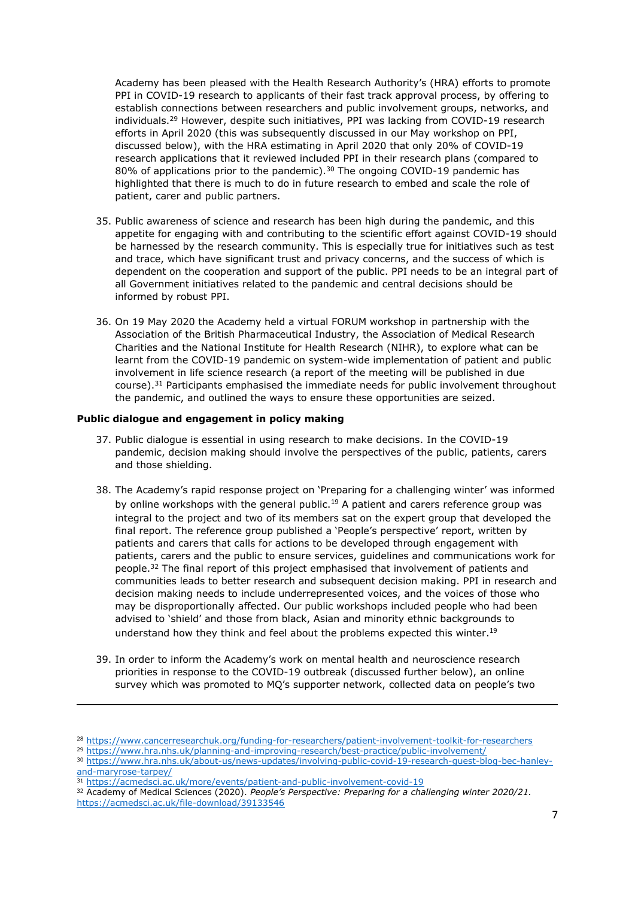Academy has been pleased with the Health Research Authority's (HRA) efforts to promote PPI in COVID-19 research to applicants of their fast track approval process, by offering to establish connections between researchers and public involvement groups, networks, and individuals.[29] However, despite such initiatives, PPI was lacking from COVID-19 research efforts in April 2020 (this was subsequently discussed in our May workshop on PPI, discussed below), with the HRA estimating in April 2020 that only 20% of COVID-19 research applications that it reviewed included PPI in their research plans (compared to 80% of applications prior to the pandemic).[30] The ongoing COVID-19 pandemic has highlighted that there is much to do in future research to embed and scale the role of patient, carer and public partners.

35. Public awareness of science and research has been high during the pandemic, and this appetite for engaging with and contributing to the scientific effort against COVID-19 should be harnessed by the research community. This is especially true for initiatives such as test and trace, which have significant trust and privacy concerns, and the success of which is dependent on the cooperation and support of the public. PPI needs to be an integral part of all Government initiatives related to the pandemic and central decisions should be informed by robust PPI.

36. On 19 May 2020 the Academy held a virtual FORUM workshop in partnership with the Association of the British Pharmaceutical Industry, the Association of Medical Research Charities and the National Institute for Health Research (NIHR), to explore what can be learnt from the COVID-19 pandemic on system-wide implementation of patient and public involvement in life science research (a report of the meeting will be published in due course).[31] Participants emphasised the immediate needs for public involvement throughout the pandemic, and outlined the ways to ensure these opportunities are seized.

**Public dialogue and engagement in policy making**

37. Public dialogue is essential in using research to make decisions. In the COVID-19 pandemic, decision making should involve the perspectives of the public, patients, carers and those shielding.

38. The Academy's rapid response project on 'Preparing for a challenging winter' was informed by online workshops with the general public.[19] A patient and carers reference group was integral to the project and two of its members sat on the expert group that developed the final report. The reference group published a 'People's perspective' report, written by patients and carers that calls for actions to be developed through engagement with patients, carers and the public to ensure services, guidelines and communications work for people.[32] The final report of this project emphasised that involvement of patients and communities leads to better research and subsequent decision making. PPI in research and decision making needs to include underrepresented voices, and the voices of those who may be disproportionally affected. Our public workshops included people who had been advised to 'shield' and those from black, Asian and minority ethnic backgrounds to understand how they think and feel about the problems expected this winter.[19]

39. In order to inform the Academy's work on mental health and neuroscience research priorities in response to the COVID-19 outbreak (discussed further below), an online survey which was promoted to MQ's supporter network, collected data on people's two

---

[28] https://www.cancerresearchuk.org/funding-for-researchers/patient-involvement-toolkit-for-researchers

[29] https://www.hra.nhs.uk/planning-and-improving-research/best-practice/public-involvement/

[30] https://www.hra.nhs.uk/about-us/news-updates/involving-public-covid-19-research-guest-blog-bec-hanley-and-maryrose-tarpey/

[31] https://acmedsci.ac.uk/more/events/patient-and-public-involvement-covid-19

[32] Academy of Medical Sciences (2020). *People's Perspective: Preparing for a challenging winter 2020/21.* https://acmedsci.ac.uk/file-download/39133546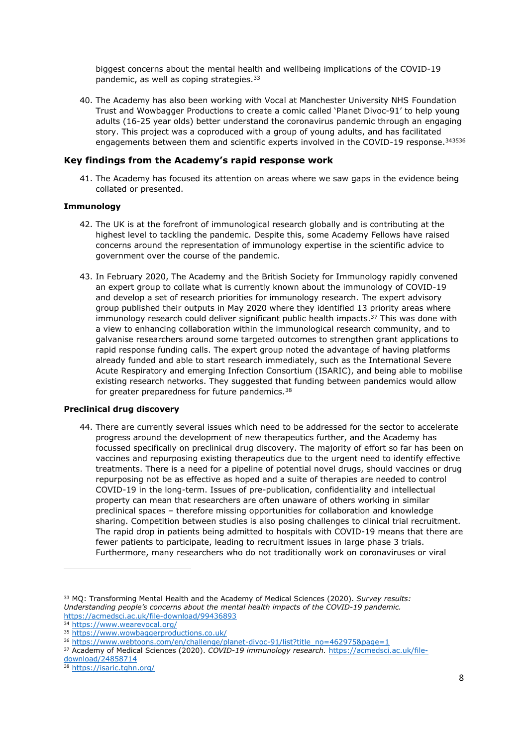biggest concerns about the mental health and wellbeing implications of the COVID-19 pandemic, as well as coping strategies.[33]

40. The Academy has also been working with Vocal at Manchester University NHS Foundation Trust and Wowbagger Productions to create a comic called 'Planet Divoc-91' to help young adults (16-25 year olds) better understand the coronavirus pandemic through an engaging story. This project was a coproduced with a group of young adults, and has facilitated engagements between them and scientific experts involved in the COVID-19 response.[34][35][36]

## Key findings from the Academy's rapid response work

41. The Academy has focused its attention on areas where we saw gaps in the evidence being collated or presented.

### Immunology

42. The UK is at the forefront of immunological research globally and is contributing at the highest level to tackling the pandemic. Despite this, some Academy Fellows have raised concerns around the representation of immunology expertise in the scientific advice to government over the course of the pandemic.

43. In February 2020, The Academy and the British Society for Immunology rapidly convened an expert group to collate what is currently known about the immunology of COVID-19 and develop a set of research priorities for immunology research. The expert advisory group published their outputs in May 2020 where they identified 13 priority areas where immunology research could deliver significant public health impacts.[37] This was done with a view to enhancing collaboration within the immunological research community, and to galvanise researchers around some targeted outcomes to strengthen grant applications to rapid response funding calls. The expert group noted the advantage of having platforms already funded and able to start research immediately, such as the International Severe Acute Respiratory and emerging Infection Consortium (ISARIC), and being able to mobilise existing research networks. They suggested that funding between pandemics would allow for greater preparedness for future pandemics.[38]

### Preclinical drug discovery

44. There are currently several issues which need to be addressed for the sector to accelerate progress around the development of new therapeutics further, and the Academy has focussed specifically on preclinical drug discovery. The majority of effort so far has been on vaccines and repurposing existing therapeutics due to the urgent need to identify effective treatments. There is a need for a pipeline of potential novel drugs, should vaccines or drug repurposing not be as effective as hoped and a suite of therapies are needed to control COVID-19 in the long-term. Issues of pre-publication, confidentiality and intellectual property can mean that researchers are often unaware of others working in similar preclinical spaces – therefore missing opportunities for collaboration and knowledge sharing. Competition between studies is also posing challenges to clinical trial recruitment. The rapid drop in patients being admitted to hospitals with COVID-19 means that there are fewer patients to participate, leading to recruitment issues in large phase 3 trials. Furthermore, many researchers who do not traditionally work on coronaviruses or viral

---

[33] MQ: Transforming Mental Health and the Academy of Medical Sciences (2020). *Survey results: Understanding people's concerns about the mental health impacts of the COVID-19 pandemic.* https://acmedsci.ac.uk/file-download/99436893

[34] https://www.wearevocal.org/

[35] https://www.wowbaggerproductions.co.uk/

[36] https://www.webtoons.com/en/challenge/planet-divoc-91/list?title_no=462975&page=1

[37] Academy of Medical Sciences (2020). *COVID-19 immunology research.* https://acmedsci.ac.uk/file-download/24858714

[38] https://isaric.tghn.org/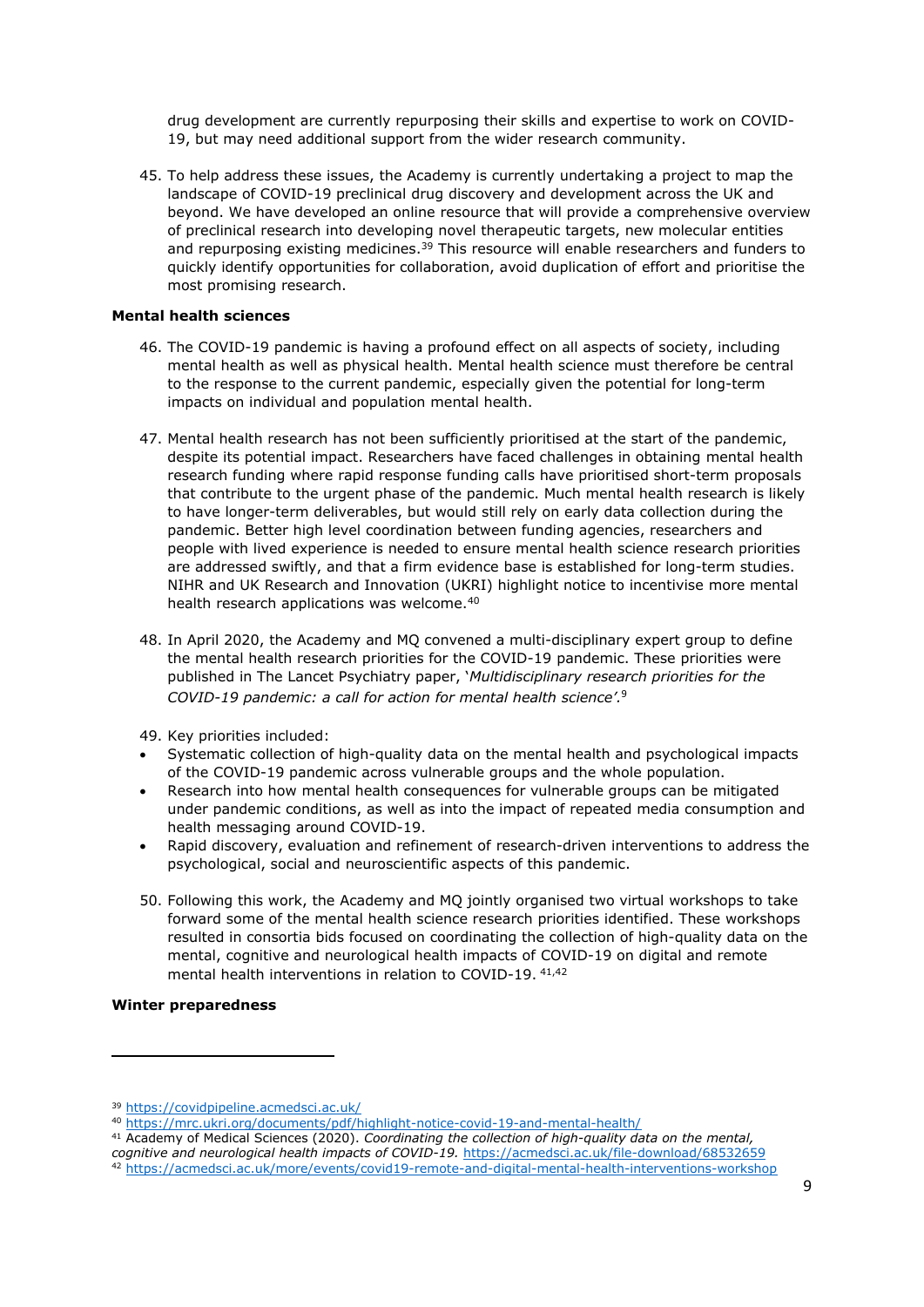drug development are currently repurposing their skills and expertise to work on COVID-19, but may need additional support from the wider research community.

45. To help address these issues, the Academy is currently undertaking a project to map the landscape of COVID-19 preclinical drug discovery and development across the UK and beyond. We have developed an online resource that will provide a comprehensive overview of preclinical research into developing novel therapeutic targets, new molecular entities and repurposing existing medicines.[39] This resource will enable researchers and funders to quickly identify opportunities for collaboration, avoid duplication of effort and prioritise the most promising research.

**Mental health sciences**

46. The COVID-19 pandemic is having a profound effect on all aspects of society, including mental health as well as physical health. Mental health science must therefore be central to the response to the current pandemic, especially given the potential for long-term impacts on individual and population mental health.

47. Mental health research has not been sufficiently prioritised at the start of the pandemic, despite its potential impact. Researchers have faced challenges in obtaining mental health research funding where rapid response funding calls have prioritised short-term proposals that contribute to the urgent phase of the pandemic. Much mental health research is likely to have longer-term deliverables, but would still rely on early data collection during the pandemic. Better high level coordination between funding agencies, researchers and people with lived experience is needed to ensure mental health science research priorities are addressed swiftly, and that a firm evidence base is established for long-term studies. NIHR and UK Research and Innovation (UKRI) highlight notice to incentivise more mental health research applications was welcome.[40]

48. In April 2020, the Academy and MQ convened a multi-disciplinary expert group to define the mental health research priorities for the COVID-19 pandemic. These priorities were published in The Lancet Psychiatry paper, '*Multidisciplinary research priorities for the COVID-19 pandemic: a call for action for mental health science'.*[9]

49. Key priorities included:

- Systematic collection of high-quality data on the mental health and psychological impacts of the COVID-19 pandemic across vulnerable groups and the whole population.
- Research into how mental health consequences for vulnerable groups can be mitigated under pandemic conditions, as well as into the impact of repeated media consumption and health messaging around COVID-19.
- Rapid discovery, evaluation and refinement of research-driven interventions to address the psychological, social and neuroscientific aspects of this pandemic.

50. Following this work, the Academy and MQ jointly organised two virtual workshops to take forward some of the mental health science research priorities identified. These workshops resulted in consortia bids focused on coordinating the collection of high-quality data on the mental, cognitive and neurological health impacts of COVID-19 on digital and remote mental health interventions in relation to COVID-19. [41,42]

**Winter preparedness**

---

[39] https://covidpipeline.acmedsci.ac.uk/

[40] https://mrc.ukri.org/documents/pdf/highlight-notice-covid-19-and-mental-health/

[41] Academy of Medical Sciences (2020). *Coordinating the collection of high-quality data on the mental, cognitive and neurological health impacts of COVID-19.* https://acmedsci.ac.uk/file-download/68532659

[42] https://acmedsci.ac.uk/more/events/covid19-remote-and-digital-mental-health-interventions-workshop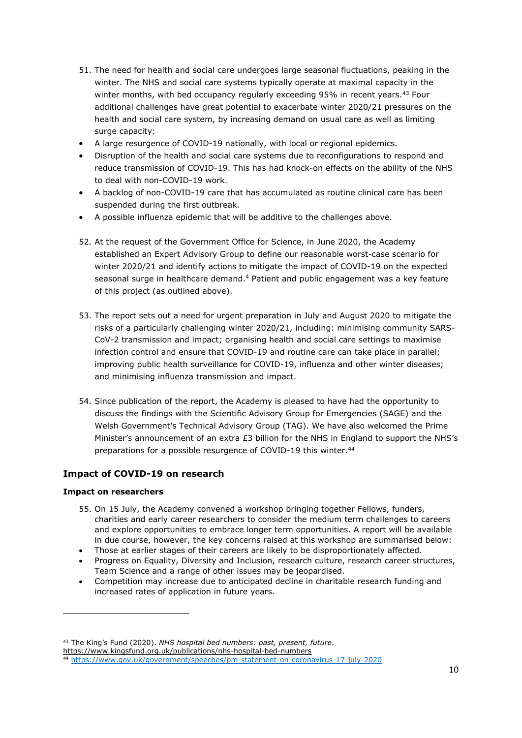51. The need for health and social care undergoes large seasonal fluctuations, peaking in the winter. The NHS and social care systems typically operate at maximal capacity in the winter months, with bed occupancy regularly exceeding 95% in recent years.[43] Four additional challenges have great potential to exacerbate winter 2020/21 pressures on the health and social care system, by increasing demand on usual care as well as limiting surge capacity:

- A large resurgence of COVID-19 nationally, with local or regional epidemics.
- Disruption of the health and social care systems due to reconfigurations to respond and reduce transmission of COVID-19. This has had knock-on effects on the ability of the NHS to deal with non-COVID-19 work.
- A backlog of non-COVID-19 care that has accumulated as routine clinical care has been suspended during the first outbreak.
- A possible influenza epidemic that will be additive to the challenges above.

52. At the request of the Government Office for Science, in June 2020, the Academy established an Expert Advisory Group to define our reasonable worst-case scenario for winter 2020/21 and identify actions to mitigate the impact of COVID-19 on the expected seasonal surge in healthcare demand.[4] Patient and public engagement was a key feature of this project (as outlined above).

53. The report sets out a need for urgent preparation in July and August 2020 to mitigate the risks of a particularly challenging winter 2020/21, including: minimising community SARS-CoV-2 transmission and impact; organising health and social care settings to maximise infection control and ensure that COVID-19 and routine care can take place in parallel; improving public health surveillance for COVID-19, influenza and other winter diseases; and minimising influenza transmission and impact.

54. Since publication of the report, the Academy is pleased to have had the opportunity to discuss the findings with the Scientific Advisory Group for Emergencies (SAGE) and the Welsh Government's Technical Advisory Group (TAG). We have also welcomed the Prime Minister's announcement of an extra £3 billion for the NHS in England to support the NHS's preparations for a possible resurgence of COVID-19 this winter.[44]

## Impact of COVID-19 on research

### Impact on researchers

55. On 15 July, the Academy convened a workshop bringing together Fellows, funders, charities and early career researchers to consider the medium term challenges to careers and explore opportunities to embrace longer term opportunities. A report will be available in due course, however, the key concerns raised at this workshop are summarised below:

- Those at earlier stages of their careers are likely to be disproportionately affected.
- Progress on Equality, Diversity and Inclusion, research culture, research career structures, Team Science and a range of other issues may be jeopardised.
- Competition may increase due to anticipated decline in charitable research funding and increased rates of application in future years.

---

[43] The King's Fund (2020). *NHS hospital bed numbers: past, present, future*. https://www.kingsfund.org.uk/publications/nhs-hospital-bed-numbers

[44] https://www.gov.uk/government/speeches/pm-statement-on-coronavirus-17-july-2020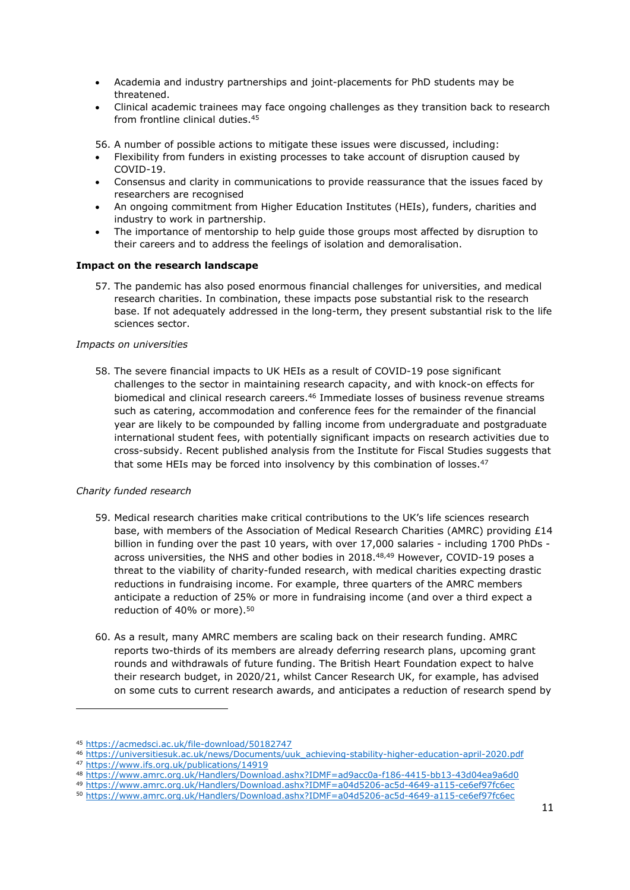- Academia and industry partnerships and joint-placements for PhD students may be threatened.
- Clinical academic trainees may face ongoing challenges as they transition back to research from frontline clinical duties.[45]

56. A number of possible actions to mitigate these issues were discussed, including:

- Flexibility from funders in existing processes to take account of disruption caused by COVID-19.
- Consensus and clarity in communications to provide reassurance that the issues faced by researchers are recognised
- An ongoing commitment from Higher Education Institutes (HEIs), funders, charities and industry to work in partnership.
- The importance of mentorship to help guide those groups most affected by disruption to their careers and to address the feelings of isolation and demoralisation.

**Impact on the research landscape**

57. The pandemic has also posed enormous financial challenges for universities, and medical research charities. In combination, these impacts pose substantial risk to the research base. If not adequately addressed in the long-term, they present substantial risk to the life sciences sector.

*Impacts on universities*

58. The severe financial impacts to UK HEIs as a result of COVID-19 pose significant challenges to the sector in maintaining research capacity, and with knock-on effects for biomedical and clinical research careers.[46] Immediate losses of business revenue streams such as catering, accommodation and conference fees for the remainder of the financial year are likely to be compounded by falling income from undergraduate and postgraduate international student fees, with potentially significant impacts on research activities due to cross-subsidy. Recent published analysis from the Institute for Fiscal Studies suggests that that some HEIs may be forced into insolvency by this combination of losses.[47]

*Charity funded research*

59. Medical research charities make critical contributions to the UK's life sciences research base, with members of the Association of Medical Research Charities (AMRC) providing £14 billion in funding over the past 10 years, with over 17,000 salaries - including 1700 PhDs - across universities, the NHS and other bodies in 2018.[48,49] However, COVID-19 poses a threat to the viability of charity-funded research, with medical charities expecting drastic reductions in fundraising income. For example, three quarters of the AMRC members anticipate a reduction of 25% or more in fundraising income (and over a third expect a reduction of 40% or more).[50]

60. As a result, many AMRC members are scaling back on their research funding. AMRC reports two-thirds of its members are already deferring research plans, upcoming grant rounds and withdrawals of future funding. The British Heart Foundation expect to halve their research budget, in 2020/21, whilst Cancer Research UK, for example, has advised on some cuts to current research awards, and anticipates a reduction of research spend by

---

[45] https://acmedsci.ac.uk/file-download/50182747

[46] https://universitiesuk.ac.uk/news/Documents/uuk_achieving-stability-higher-education-april-2020.pdf

[47] https://www.ifs.org.uk/publications/14919

[48] https://www.amrc.org.uk/Handlers/Download.ashx?IDMF=ad9acc0a-f186-4415-bb13-43d04ea9a6d0

[49] https://www.amrc.org.uk/Handlers/Download.ashx?IDMF=a04d5206-ac5d-4649-a115-ce6ef97fc6ec

[50] https://www.amrc.org.uk/Handlers/Download.ashx?IDMF=a04d5206-ac5d-4649-a115-ce6ef97fc6ec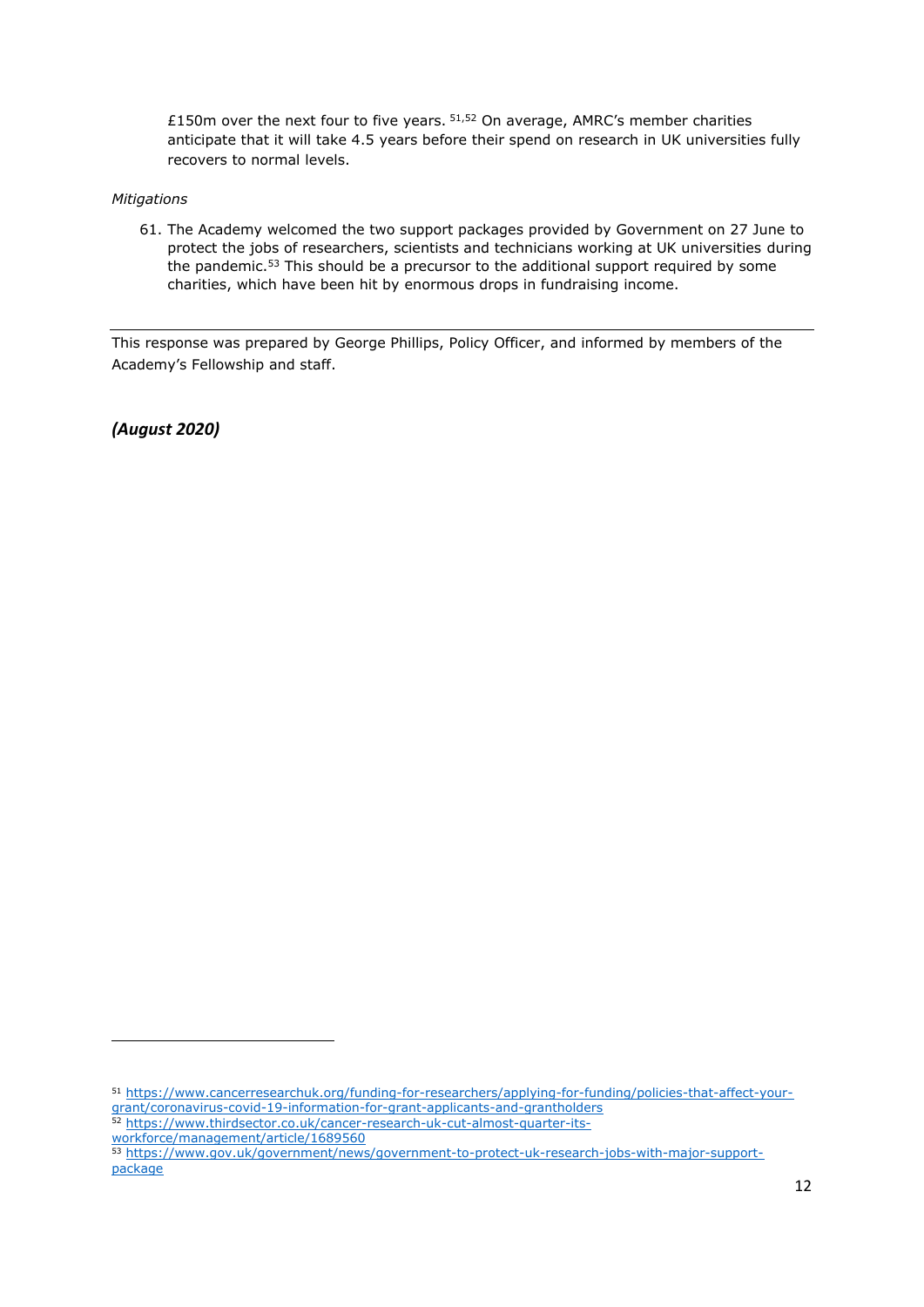£150m over the next four to five years. [51,52] On average, AMRC's member charities anticipate that it will take 4.5 years before their spend on research in UK universities fully recovers to normal levels.

*Mitigations*

61. The Academy welcomed the two support packages provided by Government on 27 June to protect the jobs of researchers, scientists and technicians working at UK universities during the pandemic.[53] This should be a precursor to the additional support required by some charities, which have been hit by enormous drops in fundraising income.

---

This response was prepared by George Phillips, Policy Officer, and informed by members of the Academy's Fellowship and staff.

***(August 2020)***

---

[51] https://www.cancerresearchuk.org/funding-for-researchers/applying-for-funding/policies-that-affect-your-grant/coronavirus-covid-19-information-for-grant-applicants-and-grantholders

[52] https://www.thirdsector.co.uk/cancer-research-uk-cut-almost-quarter-its-workforce/management/article/1689560

[53] https://www.gov.uk/government/news/government-to-protect-uk-research-jobs-with-major-support-package